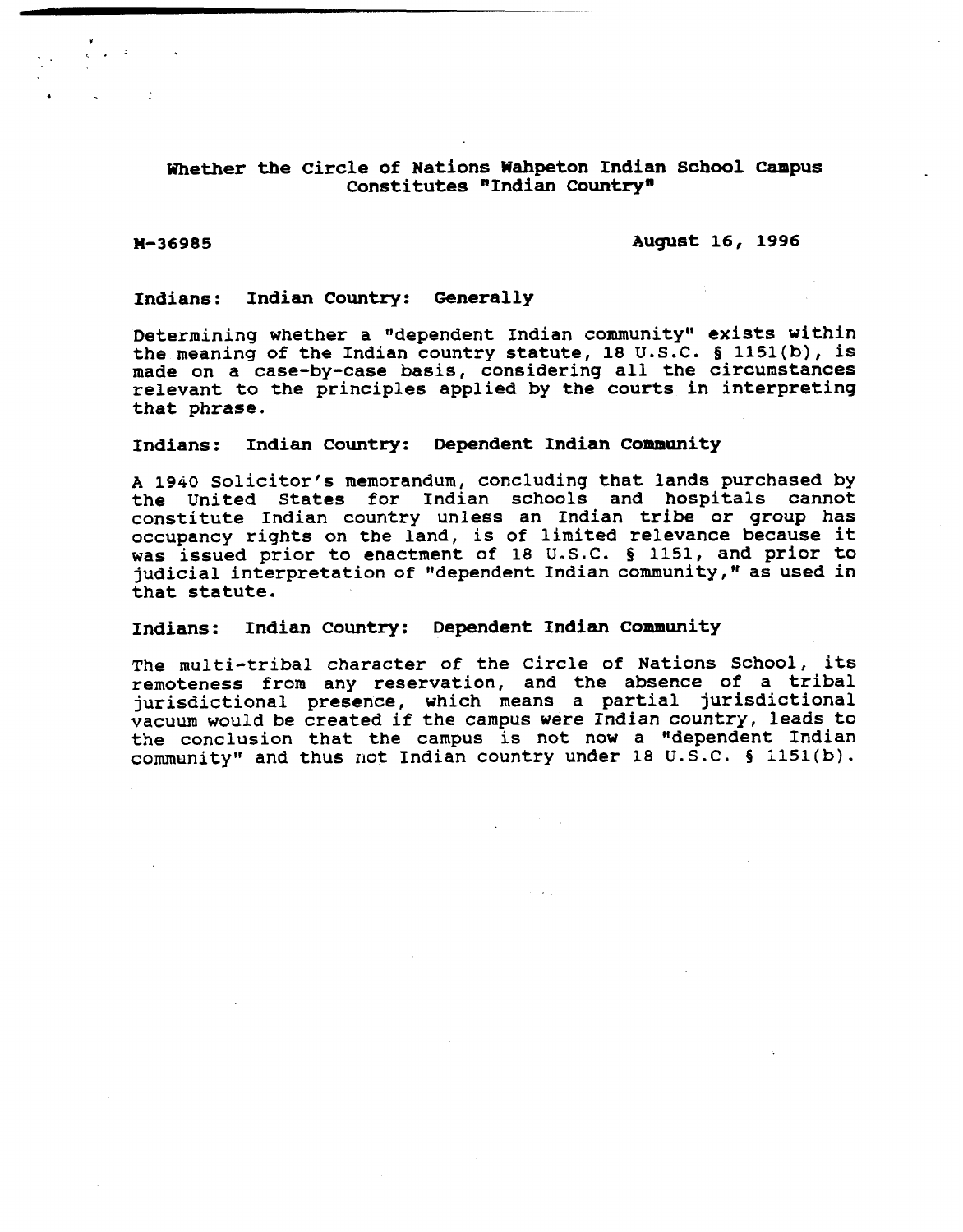# Whether the Circle of Nations Wahpeton Indian School Campus Constitutes "Indian Country"

**M-36985** **August 16, 1996**

### Indians: Indian Country: Generally

Determining whether a "dependent Indian community" exists within the meaning of the Indian country statute, 18 U.S.C. § 1151(b), is made on a case-by-case basis, considering all the circumstances relevant to the principles applied by the courts in interpreting that phrase.

### Indians: Indian Country: Dependent Indian Community

A 1940 Solicitor's memorandum, concluding that lands purchased by the United States for Indian schools and hospitals cannot constitute Indian country unless an Indian tribe or group has occupancy rights on the land, is of limited relevance because it was issued prior to enactment of 18 U.S.C. § 1151, and prior to judicial interpretation of "dependent Indian community," as used in that statute.

### Indians: Indian Country: Dependent Indian Community

The multi-tribal character of the Circle of Nations School, its remoteness from any reservation, and the absence of a tribal jurisdictional presence, which means a partial jurisdictional vacuum would be created if the campus were Indian country, leads to the conclusion that the campus is not now a "dependent Indian community" and thus not Indian country under 18 U.S.C. § 1151(b).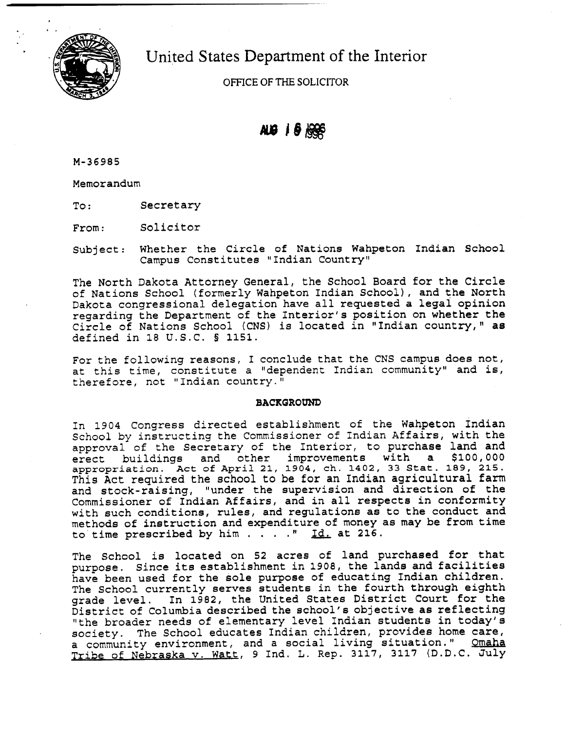# United States Department of the Interior

OFFICE OF THE SOLICITOR

AUG 16 1996

M-36985

Memorandum

To: Secretary

From: Solicitor

Subject: Whether the Circle of Nations Wahpeton Indian School Campus Constitutes "Indian Country"

The North Dakota Attorney General, the School Board for the Circle of Nations School (formerly Wahpeton Indian School), and the North Dakota congressional delegation have all requested a legal opinion regarding the Department of the Interior's position on whether the Circle of Nations School (CNS) is located in "Indian country," as defined in 18 U.S.C. § 1151.

For the following reasons, I conclude that the CNS campus does not, at this time, constitute a "dependent Indian community" and is, therefore, not "Indian country."

## BACKGROUND

In 1904 Congress directed establishment of the Wahpeton Indian School by instructing the Commissioner of Indian Affairs, with the approval of the Secretary of the Interior, to purchase land and erect buildings and other improvements with a $100,000 appropriation. Act of April 21, 1904, ch. 1402, 33 Stat. 189, 215. This Act required the school to be for an Indian agricultural farm and stock-raising, "under the supervision and direction of the Commissioner of Indian Affairs, and in all respects in conformity with such conditions, rules, and regulations as to the conduct and methods of instruction and expenditure of money as may be from time to time prescribed by him . . . ." Id. at 216.

The School is located on 52 acres of land purchased for that purpose. Since its establishment in 1908, the lands and facilities have been used for the sole purpose of educating Indian children. The School currently serves students in the fourth through eighth grade level. In 1982, the United States District Court for the District of Columbia described the school's objective as reflecting "the broader needs of elementary level Indian students in today's society. The School educates Indian children, provides home care, a community environment, and a social living situation." Omaha Tribe of Nebraska v. Watt, 9 Ind. L. Rep. 3117, 3117 (D.D.C. July